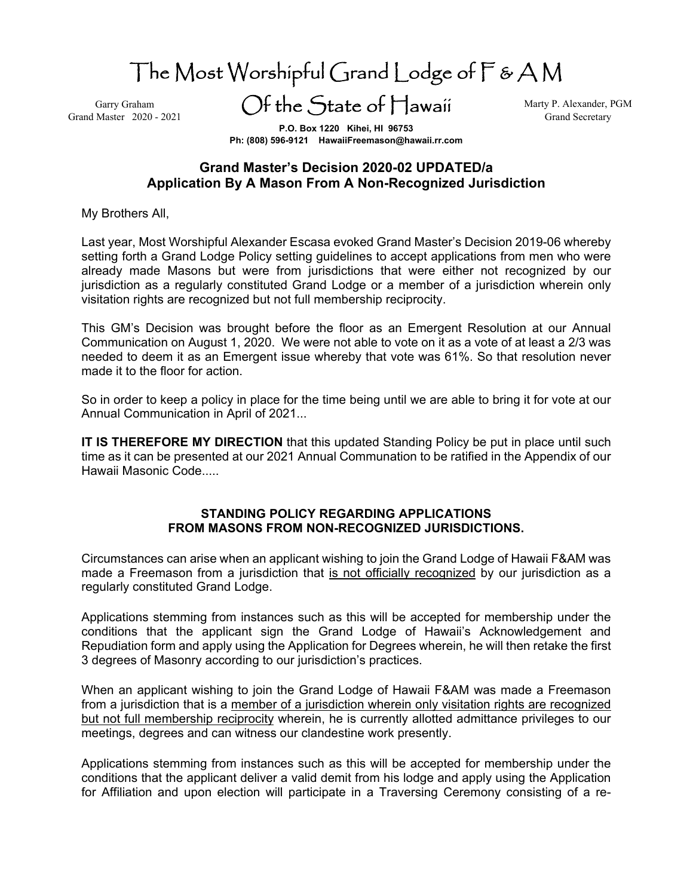# The Most Worshipful Grand Lodge of F & A M

## Of the State of Hawaii

Garry Graham
Grand Master 2020 - 2021

Marty P. Alexander, PGM
Grand Secretary

**P.O. Box 1220 Kihei, HI 96753**
**Ph: (808) 596-9121 HawaiiFreemason@hawaii.rr.com**

## Grand Master's Decision 2020-02 UPDATED/a
## Application By A Mason From A Non-Recognized Jurisdiction

My Brothers All,

Last year, Most Worshipful Alexander Escasa evoked Grand Master's Decision 2019-06 whereby setting forth a Grand Lodge Policy setting guidelines to accept applications from men who were already made Masons but were from jurisdictions that were either not recognized by our jurisdiction as a regularly constituted Grand Lodge or a member of a jurisdiction wherein only visitation rights are recognized but not full membership reciprocity.

This GM's Decision was brought before the floor as an Emergent Resolution at our Annual Communication on August 1, 2020. We were not able to vote on it as a vote of at least a 2/3 was needed to deem it as an Emergent issue whereby that vote was 61%. So that resolution never made it to the floor for action.

So in order to keep a policy in place for the time being until we are able to bring it for vote at our Annual Communication in April of 2021...

**IT IS THEREFORE MY DIRECTION** that this updated Standing Policy be put in place until such time as it can be presented at our 2021 Annual Communation to be ratified in the Appendix of our Hawaii Masonic Code.....

### STANDING POLICY REGARDING APPLICATIONS FROM MASONS FROM NON-RECOGNIZED JURISDICTIONS.

Circumstances can arise when an applicant wishing to join the Grand Lodge of Hawaii F&AM was made a Freemason from a jurisdiction that is not officially recognized by our jurisdiction as a regularly constituted Grand Lodge.

Applications stemming from instances such as this will be accepted for membership under the conditions that the applicant sign the Grand Lodge of Hawaii's Acknowledgement and Repudiation form and apply using the Application for Degrees wherein, he will then retake the first 3 degrees of Masonry according to our jurisdiction's practices.

When an applicant wishing to join the Grand Lodge of Hawaii F&AM was made a Freemason from a jurisdiction that is a member of a jurisdiction wherein only visitation rights are recognized but not full membership reciprocity wherein, he is currently allotted admittance privileges to our meetings, degrees and can witness our clandestine work presently.

Applications stemming from instances such as this will be accepted for membership under the conditions that the applicant deliver a valid demit from his lodge and apply using the Application for Affiliation and upon election will participate in a Traversing Ceremony consisting of a re-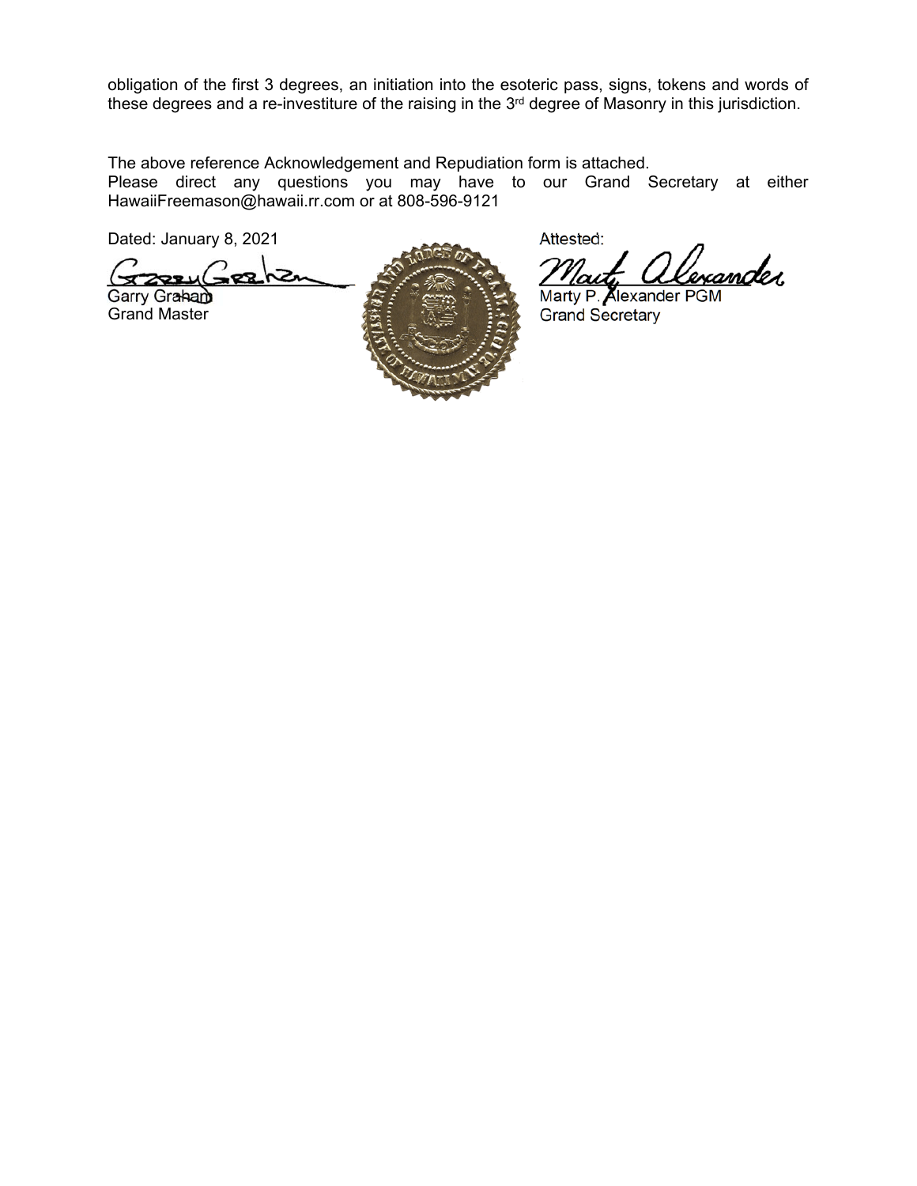obligation of the first 3 degrees, an initiation into the esoteric pass, signs, tokens and words of these degrees and a re-investiture of the raising in the 3rd degree of Masonry in this jurisdiction.

The above reference Acknowledgement and Repudiation form is attached.
Please direct any questions you may have to our Grand Secretary at either HawaiiFreemason@hawaii.rr.com or at 808-596-9121

Dated: January 8, 2021

Garry Graham
Grand Master

Attested:

Marty P. Alexander PGM
Grand Secretary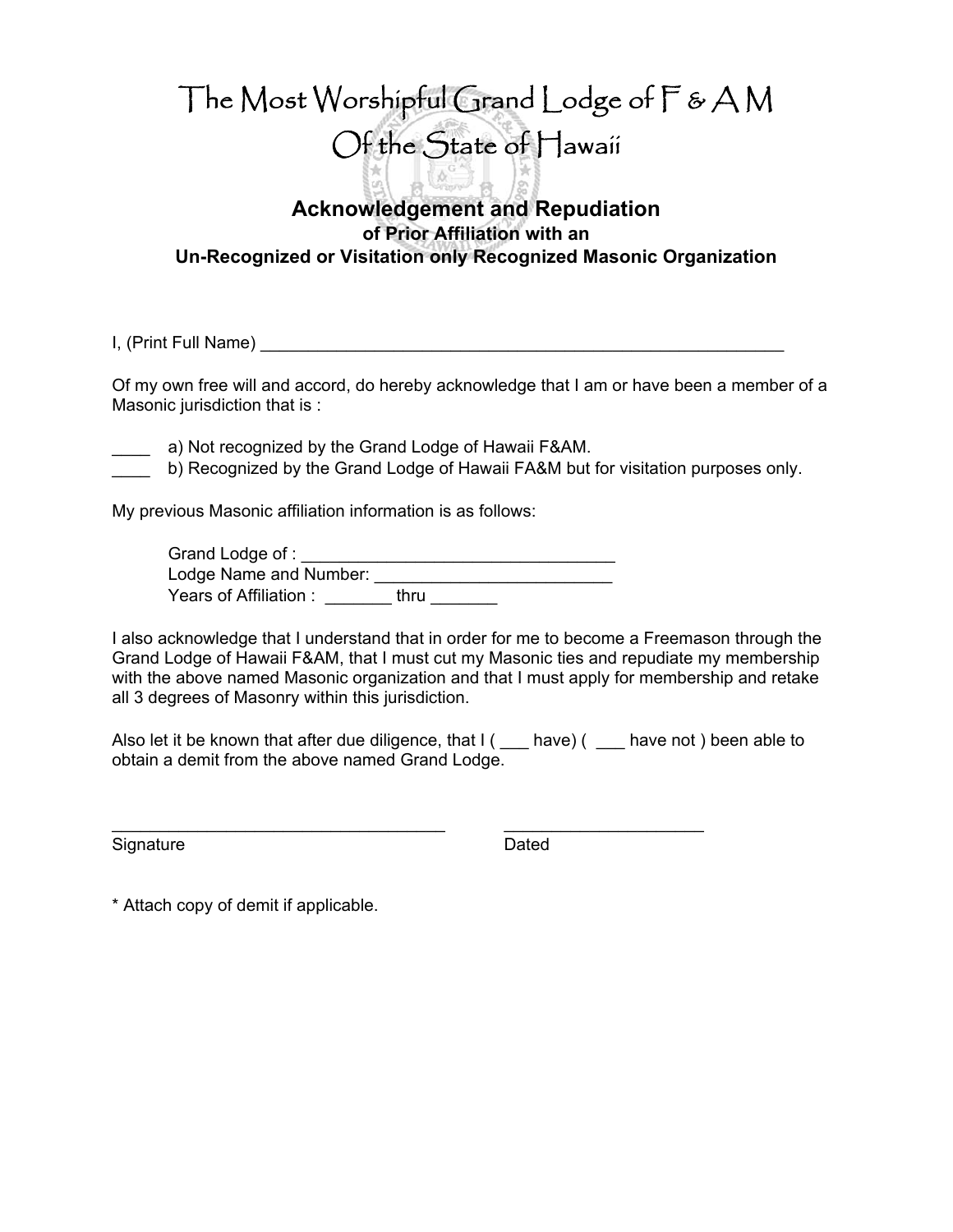# The Most Worshipful Grand Lodge of F & A M
# Of the State of Hawaii

## Acknowledgement and Repudiation

### of Prior Affiliation with an
### Un-Recognized or Visitation only Recognized Masonic Organization

I, (Print Full Name) ___________________________________________________________

Of my own free will and accord, do hereby acknowledge that I am or have been a member of a Masonic jurisdiction that is :

____ a) Not recognized by the Grand Lodge of Hawaii F&AM.
____ b) Recognized by the Grand Lodge of Hawaii FA&M but for visitation purposes only.

My previous Masonic affiliation information is as follows:

Grand Lodge of : _________________________________
Lodge Name and Number: _________________________
Years of Affiliation : _______ thru _______

I also acknowledge that I understand that in order for me to become a Freemason through the Grand Lodge of Hawaii F&AM, that I must cut my Masonic ties and repudiate my membership with the above named Masonic organization and that I must apply for membership and retake all 3 degrees of Masonry within this jurisdiction.

Also let it be known that after due diligence, that I ( ___ have) ( ___ have not ) been able to obtain a demit from the above named Grand Lodge.

___________________________________ ______________________
Signature Dated

* Attach copy of demit if applicable.